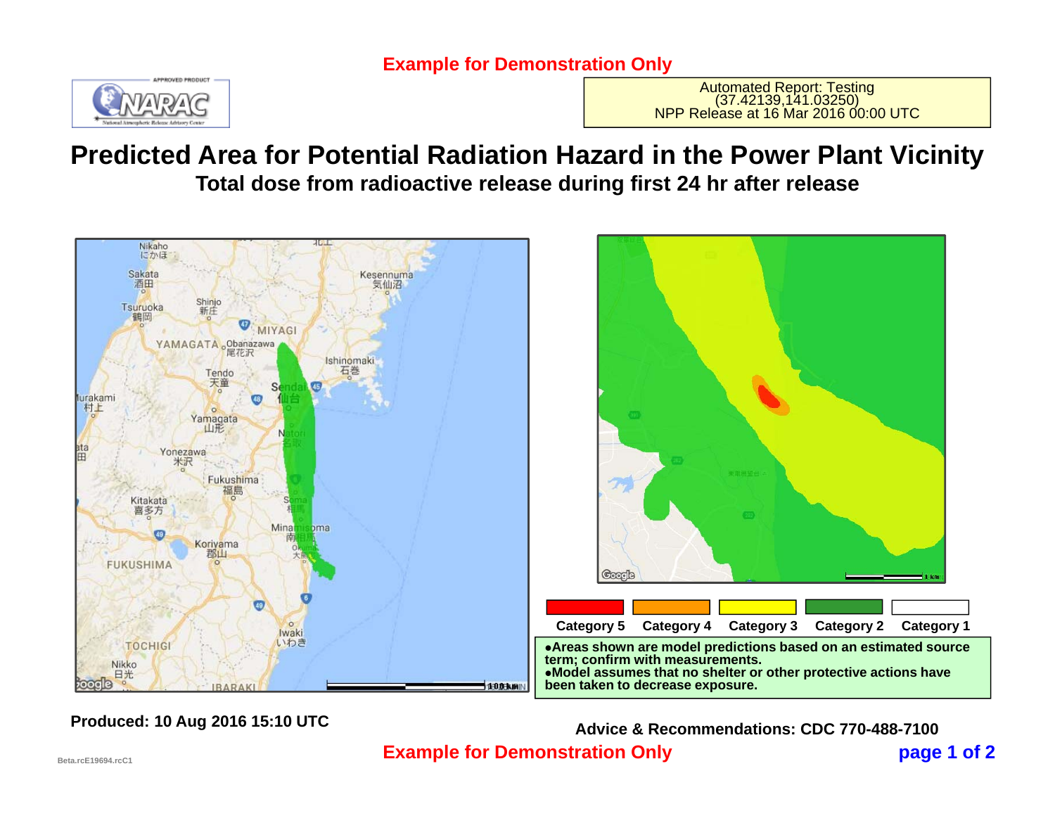**Example for Demonstration Only**

Automated Report: Testing
(37.42139,141.03250)
NPP Release at 16 Mar 2016 00:00 UTC

# Predicted Area for Potential Radiation Hazard in the Power Plant Vicinity

## Total dose from radioactive release during first 24 hr after release

| Category 5 | Category 4 | Category 3 | Category 2 | Category 1 |
|---|---|---|---|---|

- Areas shown are model predictions based on an estimated source term; confirm with measurements.
- Model assumes that no shelter or other protective actions have been taken to decrease exposure.

**Produced: 10 Aug 2016 15:10 UTC**

**Advice & Recommendations: CDC 770-488-7100**

**Example for Demonstration Only**

Beta.rcE19694.rcC1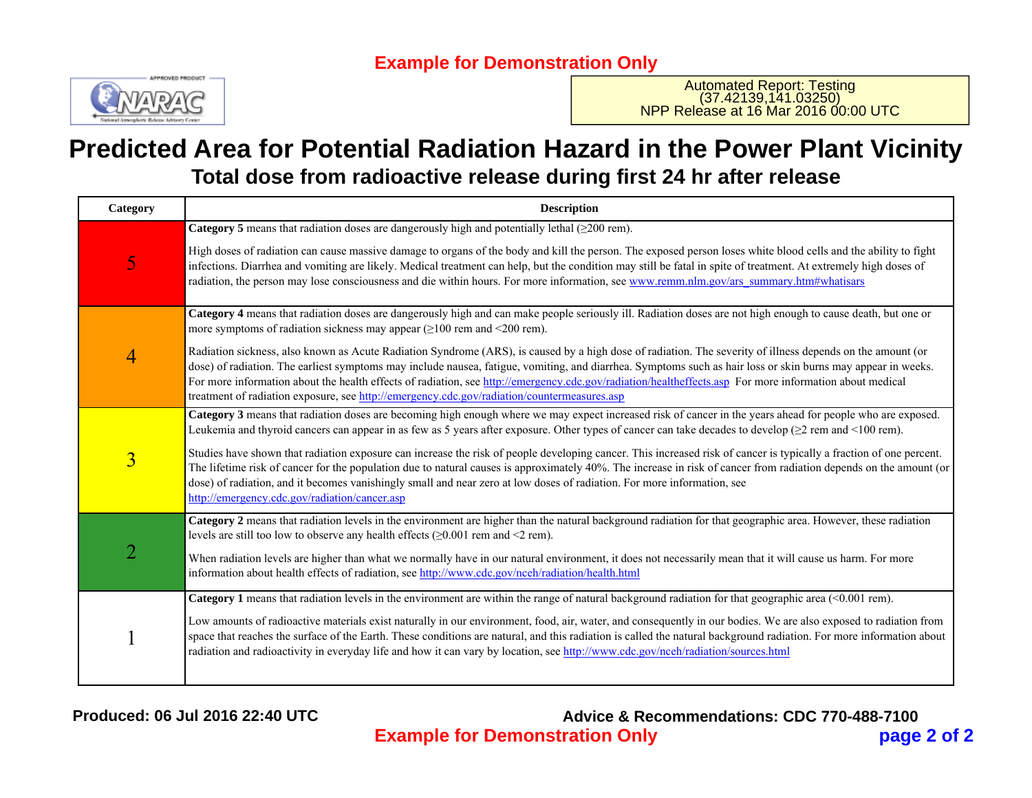Example for Demonstration Only

NARAC

Automated Report: Testing
(37.42139,141.03250)
NPP Release at 16 Mar 2016 00:00 UTC

# Predicted Area for Potential Radiation Hazard in the Power Plant Vicinity

## Total dose from radioactive release during first 24 hr after release

| Category | Description |
|---|---|
| 5 | **Category 5** means that radiation doses are dangerously high and potentially lethal (≥200 rem).<br><br>High doses of radiation can cause massive damage to organs of the body and kill the person. The exposed person loses white blood cells and the ability to fight infections. Diarrhea and vomiting are likely. Medical treatment can help, but the condition may still be fatal in spite of treatment. At extremely high doses of radiation, the person may lose consciousness and die within hours. For more information, see www.remm.nlm.gov/ars_summary.htm#whatisars |
| 4 | **Category 4** means that radiation doses are dangerously high and can make people seriously ill. Radiation doses are not high enough to cause death, but one or more symptoms of radiation sickness may appear (≥100 rem and <200 rem).<br><br>Radiation sickness, also known as Acute Radiation Syndrome (ARS), is caused by a high dose of radiation. The severity of illness depends on the amount (or dose) of radiation. The earliest symptoms may include nausea, fatigue, vomiting, and diarrhea. Symptoms such as hair loss or skin burns may appear in weeks. For more information about the health effects of radiation, see http://emergency.cdc.gov/radiation/healtheffects.asp For more information about medical treatment of radiation exposure, see http://emergency.cdc.gov/radiation/countermeasures.asp |
| 3 | **Category 3** means that radiation doses are becoming high enough where we may expect increased risk of cancer in the years ahead for people who are exposed. Leukemia and thyroid cancers can appear in as few as 5 years after exposure. Other types of cancer can take decades to develop (≥2 rem and <100 rem).<br><br>Studies have shown that radiation exposure can increase the risk of people developing cancer. This increased risk of cancer is typically a fraction of one percent. The lifetime risk of cancer for the population due to natural causes is approximately 40%. The increase in risk of cancer from radiation depends on the amount (or dose) of radiation, and it becomes vanishingly small and near zero at low doses of radiation. For more information, see http://emergency.cdc.gov/radiation/cancer.asp |
| 2 | **Category 2** means that radiation levels in the environment are higher than the natural background radiation for that geographic area. However, these radiation levels are still too low to observe any health effects (≥0.001 rem and <2 rem).<br><br>When radiation levels are higher than what we normally have in our natural environment, it does not necessarily mean that it will cause us harm. For more information about health effects of radiation, see http://www.cdc.gov/nceh/radiation/health.html |
| 1 | **Category 1** means that radiation levels in the environment are within the range of natural background radiation for that geographic area (<0.001 rem).<br><br>Low amounts of radioactive materials exist naturally in our environment, food, air, water, and consequently in our bodies. We are also exposed to radiation from space that reaches the surface of the Earth. These conditions are natural, and this radiation is called the natural background radiation. For more information about radiation and radioactivity in everyday life and how it can vary by location, see http://www.cdc.gov/nceh/radiation/sources.html |

**Produced: 06 Jul 2016 22:40 UTC**

**Advice & Recommendations: CDC 770-488-7100**

Example for Demonstration Only